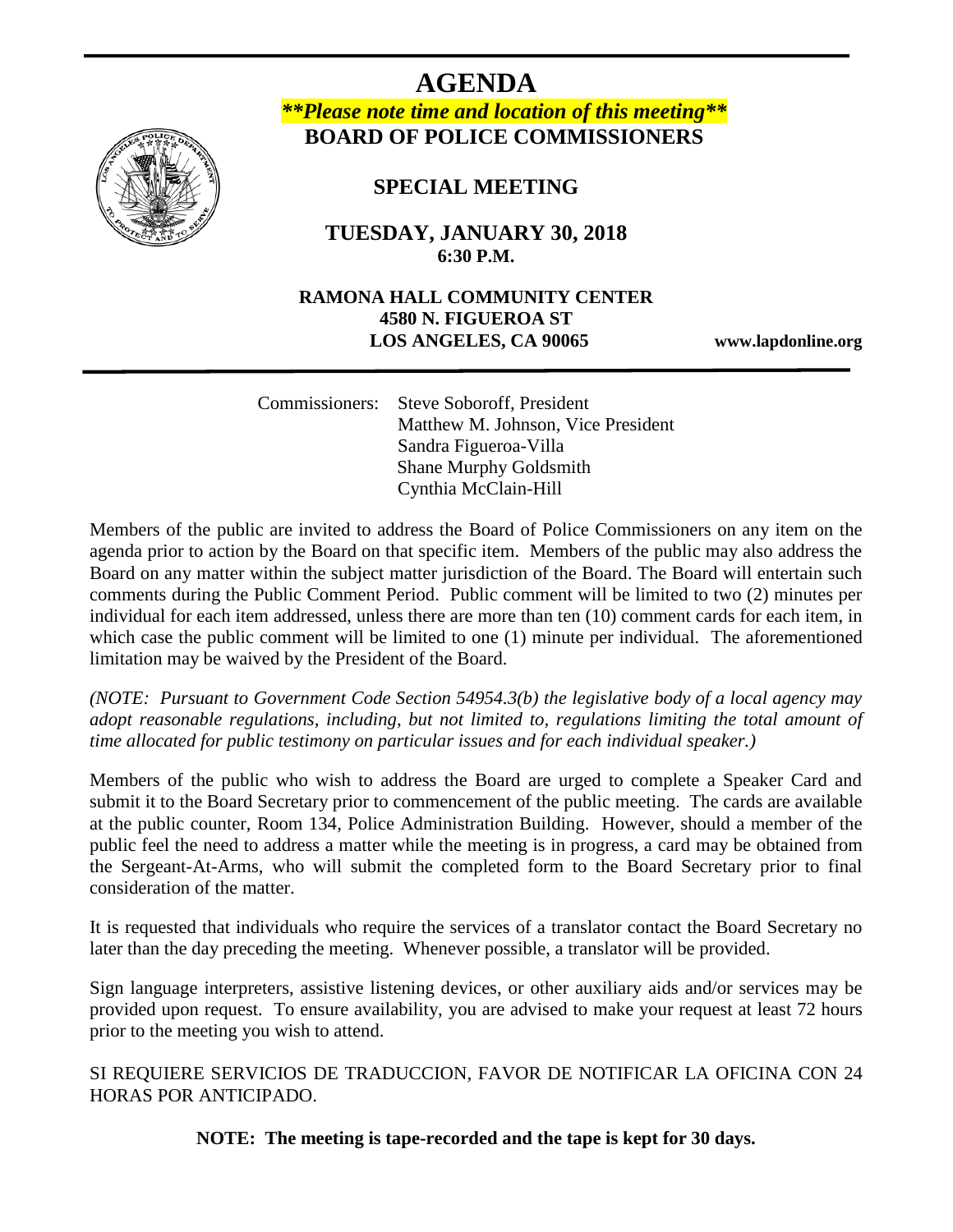# AGENDA

***\*\*Please note time and location of this meeting\*\****

**BOARD OF POLICE COMMISSIONERS**

## SPECIAL MEETING

**TUESDAY, JANUARY 30, 2018**
**6:30 P.M.**

**RAMONA HALL COMMUNITY CENTER**
**4580 N. FIGUEROA ST**
**LOS ANGELES, CA 90065**

**www.lapdonline.org**

Commissioners: Steve Soboroff, President
Matthew M. Johnson, Vice President
Sandra Figueroa-Villa
Shane Murphy Goldsmith
Cynthia McClain-Hill

Members of the public are invited to address the Board of Police Commissioners on any item on the agenda prior to action by the Board on that specific item. Members of the public may also address the Board on any matter within the subject matter jurisdiction of the Board. The Board will entertain such comments during the Public Comment Period. Public comment will be limited to two (2) minutes per individual for each item addressed, unless there are more than ten (10) comment cards for each item, in which case the public comment will be limited to one (1) minute per individual. The aforementioned limitation may be waived by the President of the Board.

*(NOTE: Pursuant to Government Code Section 54954.3(b) the legislative body of a local agency may adopt reasonable regulations, including, but not limited to, regulations limiting the total amount of time allocated for public testimony on particular issues and for each individual speaker.)*

Members of the public who wish to address the Board are urged to complete a Speaker Card and submit it to the Board Secretary prior to commencement of the public meeting. The cards are available at the public counter, Room 134, Police Administration Building. However, should a member of the public feel the need to address a matter while the meeting is in progress, a card may be obtained from the Sergeant-At-Arms, who will submit the completed form to the Board Secretary prior to final consideration of the matter.

It is requested that individuals who require the services of a translator contact the Board Secretary no later than the day preceding the meeting. Whenever possible, a translator will be provided.

Sign language interpreters, assistive listening devices, or other auxiliary aids and/or services may be provided upon request. To ensure availability, you are advised to make your request at least 72 hours prior to the meeting you wish to attend.

SI REQUIERE SERVICIOS DE TRADUCCION, FAVOR DE NOTIFICAR LA OFICINA CON 24 HORAS POR ANTICIPADO.

**NOTE: The meeting is tape-recorded and the tape is kept for 30 days.**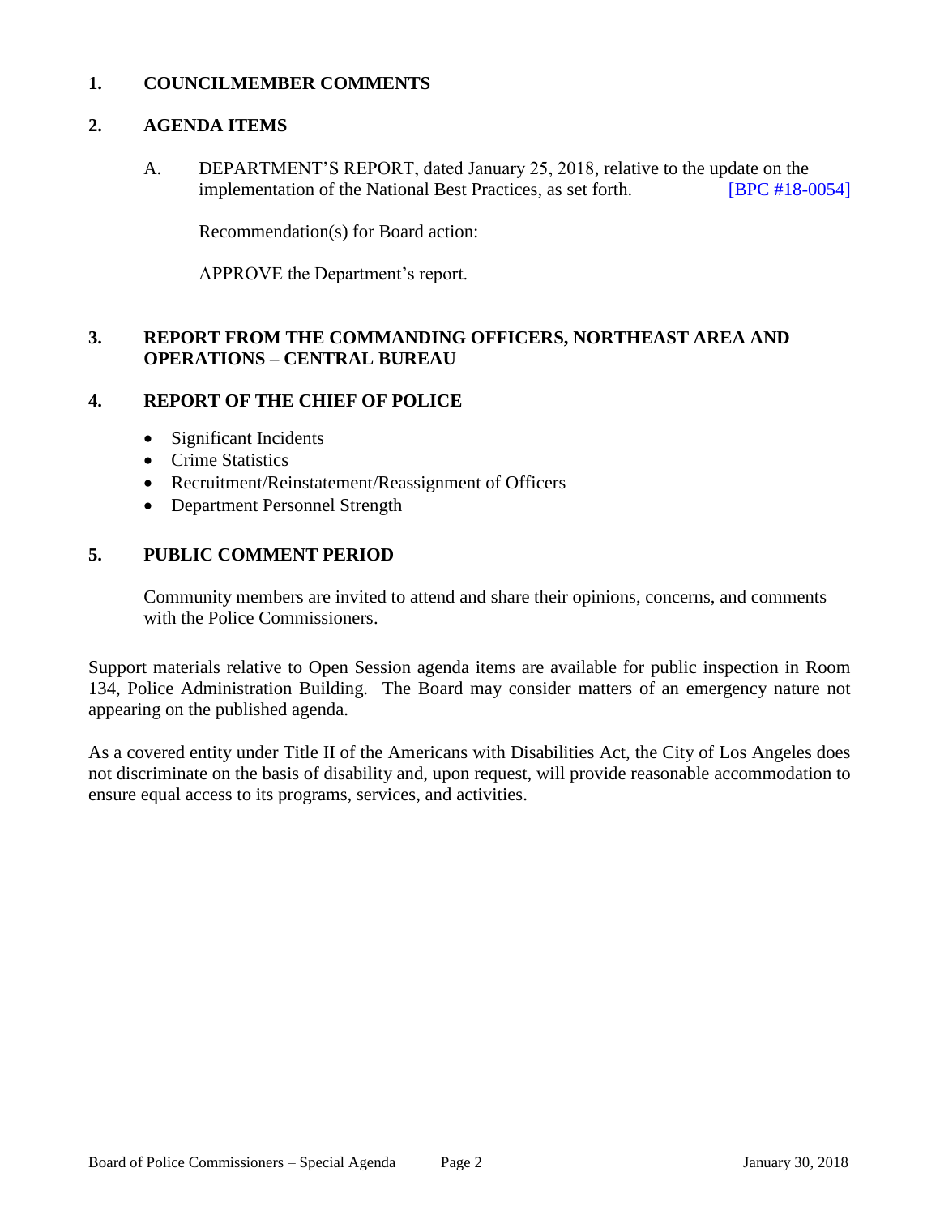## 1. COUNCILMEMBER COMMENTS

## 2. AGENDA ITEMS

A. DEPARTMENT'S REPORT, dated January 25, 2018, relative to the update on the implementation of the National Best Practices, as set forth. [BPC #18-0054]

Recommendation(s) for Board action:

APPROVE the Department's report.

## 3. REPORT FROM THE COMMANDING OFFICERS, NORTHEAST AREA AND OPERATIONS – CENTRAL BUREAU

## 4. REPORT OF THE CHIEF OF POLICE

- Significant Incidents
- Crime Statistics
- Recruitment/Reinstatement/Reassignment of Officers
- Department Personnel Strength

## 5. PUBLIC COMMENT PERIOD

Community members are invited to attend and share their opinions, concerns, and comments with the Police Commissioners.

Support materials relative to Open Session agenda items are available for public inspection in Room 134, Police Administration Building. The Board may consider matters of an emergency nature not appearing on the published agenda.

As a covered entity under Title II of the Americans with Disabilities Act, the City of Los Angeles does not discriminate on the basis of disability and, upon request, will provide reasonable accommodation to ensure equal access to its programs, services, and activities.